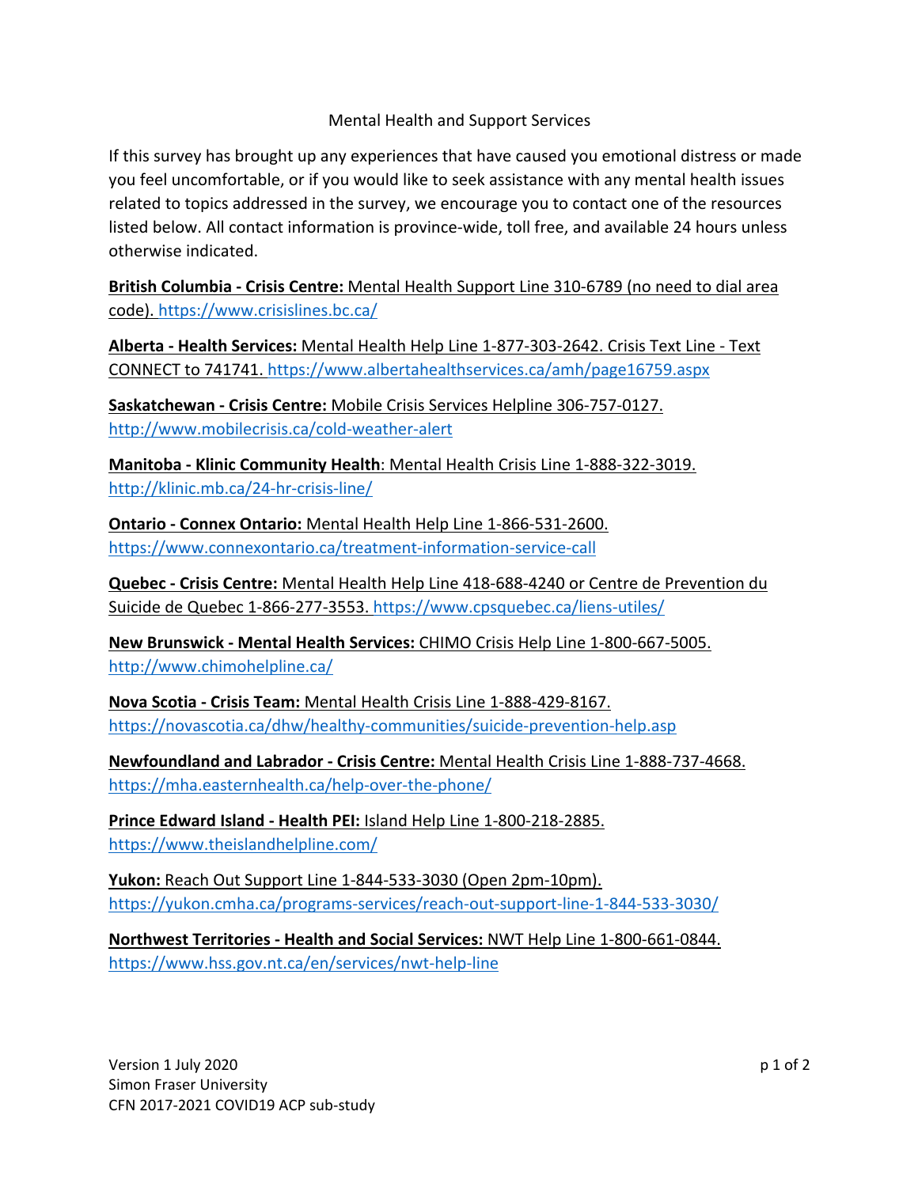# Mental Health and Support Services

If this survey has brought up any experiences that have caused you emotional distress or made you feel uncomfortable, or if you would like to seek assistance with any mental health issues related to topics addressed in the survey, we encourage you to contact one of the resources listed below. All contact information is province-wide, toll free, and available 24 hours unless otherwise indicated.

**British Columbia - Crisis Centre:** Mental Health Support Line 310-6789 (no need to dial area code). https://www.crisislines.bc.ca/

**Alberta - Health Services:** Mental Health Help Line 1-877-303-2642. Crisis Text Line - Text CONNECT to 741741. https://www.albertahealthservices.ca/amh/page16759.aspx

**Saskatchewan - Crisis Centre:** Mobile Crisis Services Helpline 306-757-0127. http://www.mobilecrisis.ca/cold-weather-alert

**Manitoba - Klinic Community Health**: Mental Health Crisis Line 1-888-322-3019. http://klinic.mb.ca/24-hr-crisis-line/

**Ontario - Connex Ontario:** Mental Health Help Line 1-866-531-2600. https://www.connexontario.ca/treatment-information-service-call

**Quebec - Crisis Centre:** Mental Health Help Line 418-688-4240 or Centre de Prevention du Suicide de Quebec 1-866-277-3553. https://www.cpsquebec.ca/liens-utiles/

**New Brunswick - Mental Health Services:** CHIMO Crisis Help Line 1-800-667-5005. http://www.chimohelpline.ca/

**Nova Scotia - Crisis Team:** Mental Health Crisis Line 1-888-429-8167. https://novascotia.ca/dhw/healthy-communities/suicide-prevention-help.asp

**Newfoundland and Labrador - Crisis Centre:** Mental Health Crisis Line 1-888-737-4668. https://mha.easternhealth.ca/help-over-the-phone/

**Prince Edward Island - Health PEI:** Island Help Line 1-800-218-2885. https://www.theislandhelpline.com/

**Yukon:** Reach Out Support Line 1-844-533-3030 (Open 2pm-10pm). https://yukon.cmha.ca/programs-services/reach-out-support-line-1-844-533-3030/

**Northwest Territories - Health and Social Services:** NWT Help Line 1-800-661-0844. https://www.hss.gov.nt.ca/en/services/nwt-help-line

Version 1 July 2020
Simon Fraser University
CFN 2017-2021 COVID19 ACP sub-study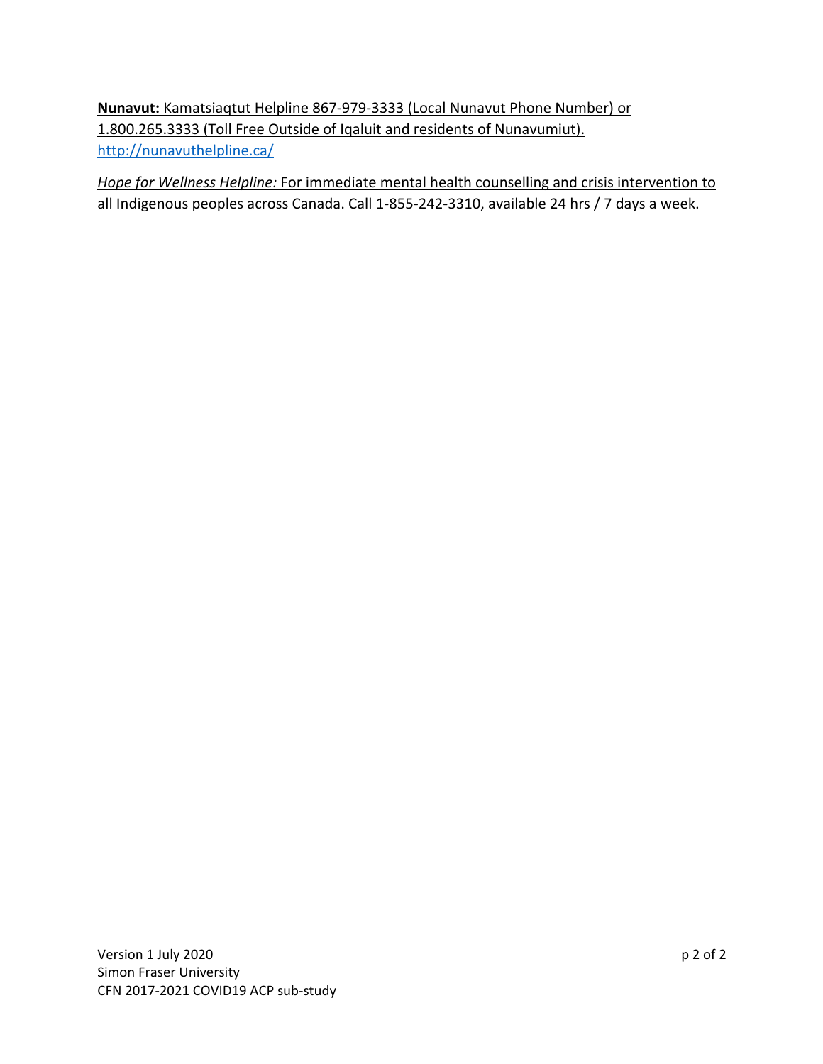**Nunavut:** Kamatsiaqtut Helpline 867-979-3333 (Local Nunavut Phone Number) or 1.800.265.3333 (Toll Free Outside of Iqaluit and residents of Nunavumiut). http://nunavuthelpline.ca/

*Hope for Wellness Helpline:* For immediate mental health counselling and crisis intervention to all Indigenous peoples across Canada. Call 1-855-242-3310, available 24 hrs / 7 days a week.